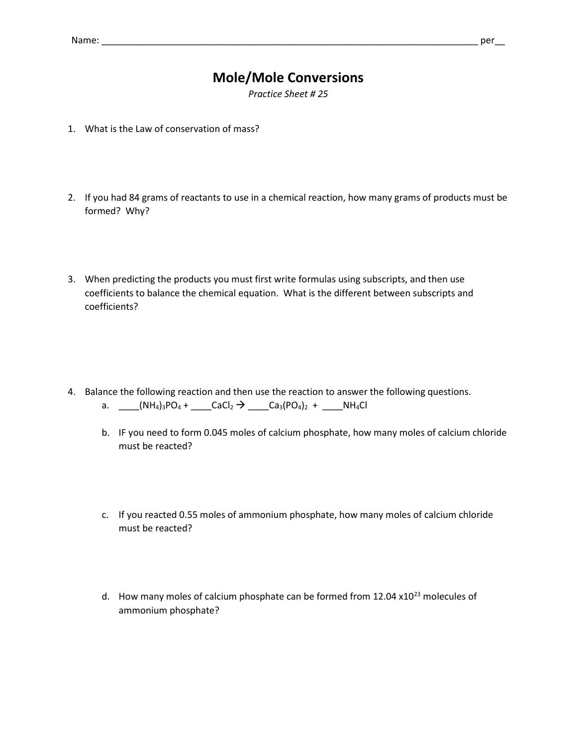Name: ___________________________________________________________________________ per__

# Mole/Mole Conversions

*Practice Sheet # 25*

1. What is the Law of conservation of mass?

2. If you had 84 grams of reactants to use in a chemical reaction, how many grams of products must be formed? Why?

3. When predicting the products you must first write formulas using subscripts, and then use coefficients to balance the chemical equation. What is the different between subscripts and coefficients?

4. Balance the following reaction and then use the reaction to answer the following questions.
   a. ____$(NH_4)_3PO_4$ + ____$CaCl_2$ → ____$Ca_3(PO_4)_2$ + ____$NH_4Cl$

   b. IF you need to form 0.045 moles of calcium phosphate, how many moles of calcium chloride must be reacted?

   c. If you reacted 0.55 moles of ammonium phosphate, how many moles of calcium chloride must be reacted?

   d. How many moles of calcium phosphate can be formed from $12.04 \times 10^{23}$ molecules of ammonium phosphate?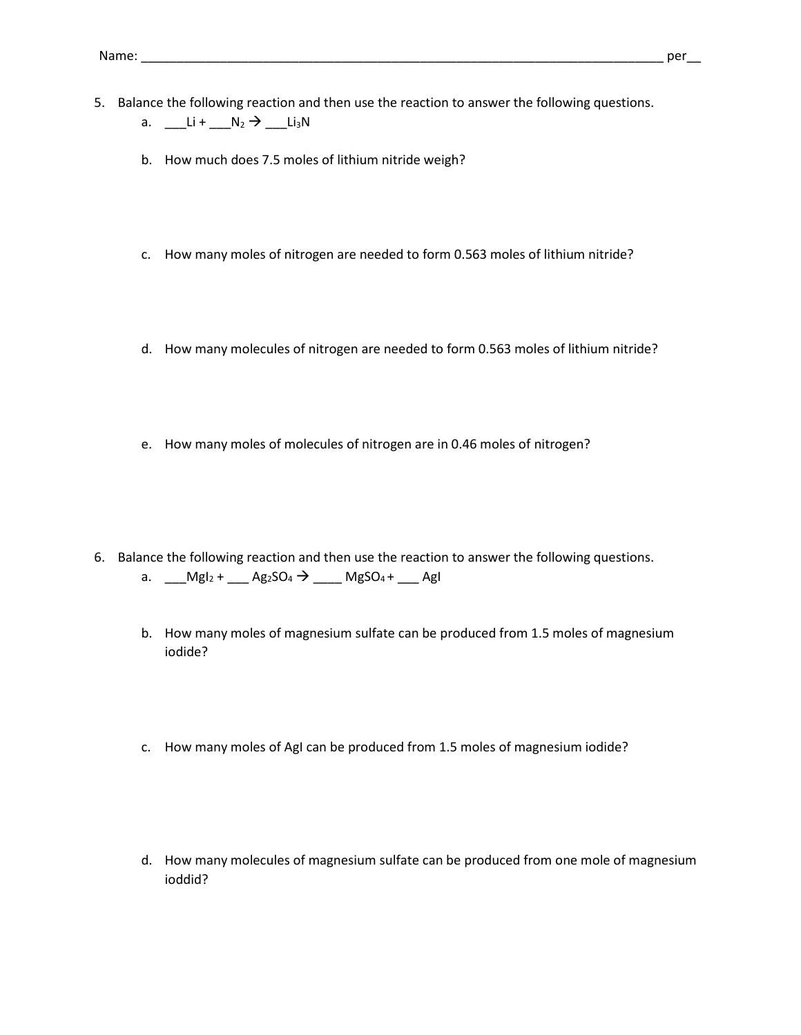Name: ______________________________________________________________________________ per__

5. Balance the following reaction and then use the reaction to answer the following questions.
   a. ___Li + ___$N_2$ → ___$Li_3N$
   b. How much does 7.5 moles of lithium nitride weigh?
   c. How many moles of nitrogen are needed to form 0.563 moles of lithium nitride?
   d. How many molecules of nitrogen are needed to form 0.563 moles of lithium nitride?
   e. How many moles of molecules of nitrogen are in 0.46 moles of nitrogen?

6. Balance the following reaction and then use the reaction to answer the following questions.
   a. ___$MgI_2$ + ___ $Ag_2SO_4$ → ____ $MgSO_4$ + ___ AgI
   b. How many moles of magnesium sulfate can be produced from 1.5 moles of magnesium iodide?
   c. How many moles of AgI can be produced from 1.5 moles of magnesium iodide?
   d. How many molecules of magnesium sulfate can be produced from one mole of magnesium ioddid?